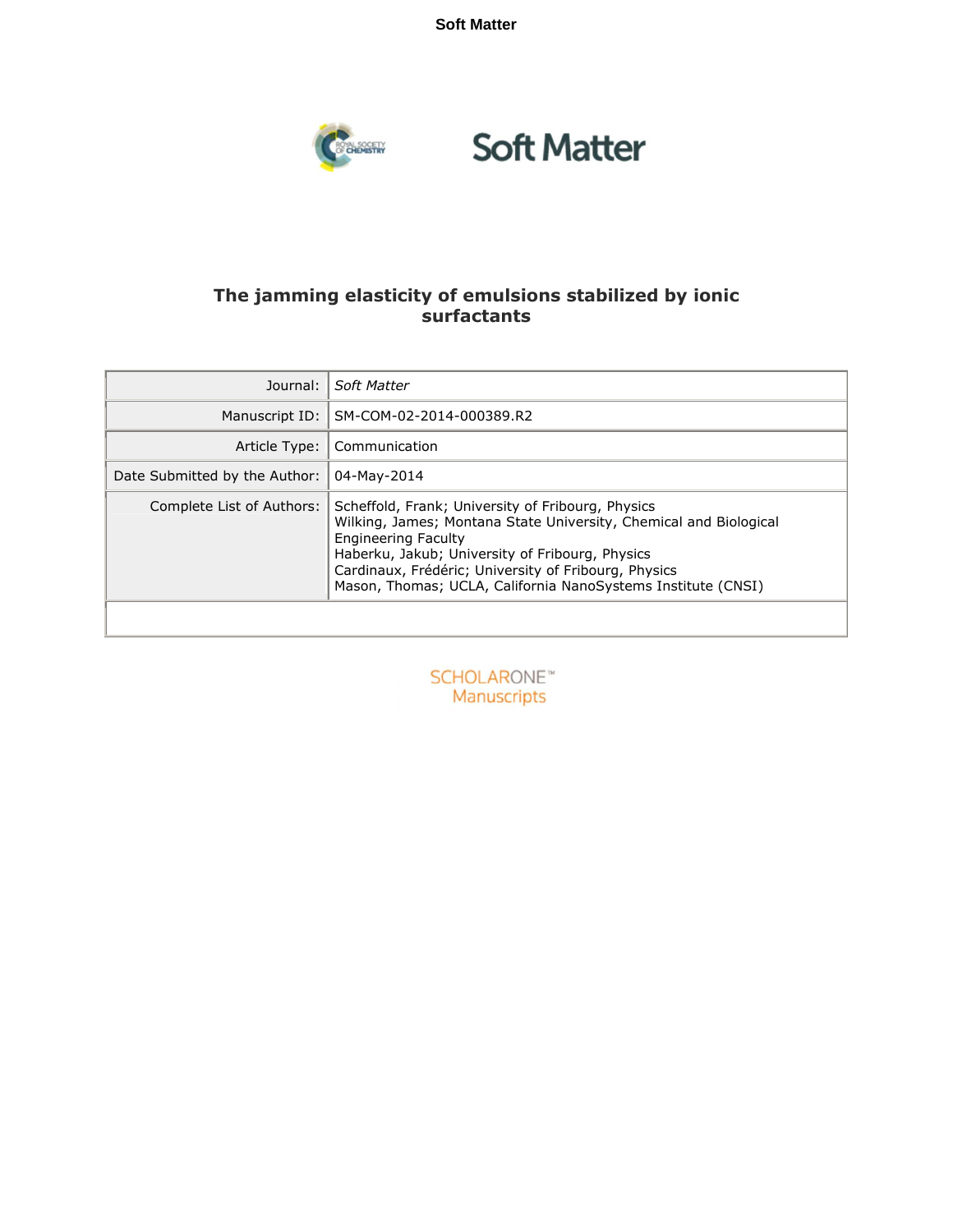Soft Matter

Soft Matter

# The jamming elasticity of emulsions stabilized by ionic surfactants

| | |
|---|---|
| Journal: | *Soft Matter* |
| Manuscript ID: | SM-COM-02-2014-000389.R2 |
| Article Type: | Communication |
| Date Submitted by the Author: | 04-May-2014 |
| Complete List of Authors: | Scheffold, Frank; University of Fribourg, Physics<br>Wilking, James; Montana State University, Chemical and Biological Engineering Faculty<br>Haberku, Jakub; University of Fribourg, Physics<br>Cardinaux, Frédéric; University of Fribourg, Physics<br>Mason, Thomas; UCLA, California NanoSystems Institute (CNSI) |

SCHOLARONE™
Manuscripts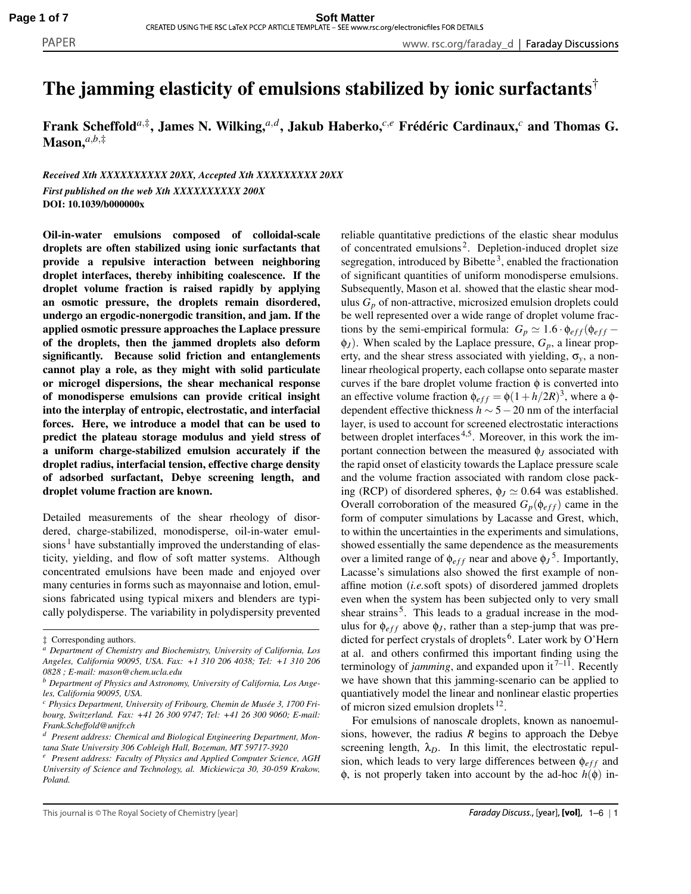# The jamming elasticity of emulsions stabilized by ionic surfactants[†]

**Frank Scheffold[a,‡], James N. Wilking,[a,d], Jakub Haberko,[c,e] Frédéric Cardinaux,[c] and Thomas G. Mason,[a,b,‡]**

*Received Xth XXXXXXXXXX 20XX, Accepted Xth XXXXXXXXX 20XX*

*First published on the web Xth XXXXXXXXXX 200X*

**DOI: 10.1039/b000000x**

**Oil-in-water emulsions composed of colloidal-scale droplets are often stabilized using ionic surfactants that provide a repulsive interaction between neighboring droplet interfaces, thereby inhibiting coalescence. If the droplet volume fraction is raised rapidly by applying an osmotic pressure, the droplets remain disordered, undergo an ergodic-nonergodic transition, and jam. If the applied osmotic pressure approaches the Laplace pressure of the droplets, then the jammed droplets also deform significantly. Because solid friction and entanglements cannot play a role, as they might with solid particulate or microgel dispersions, the shear mechanical response of monodisperse emulsions can provide critical insight into the interplay of entropic, electrostatic, and interfacial forces. Here, we introduce a model that can be used to predict the plateau storage modulus and yield stress of a uniform charge-stabilized emulsion accurately if the droplet radius, interfacial tension, effective charge density of adsorbed surfactant, Debye screening length, and droplet volume fraction are known.**

Detailed measurements of the shear rheology of disordered, charge-stabilized, monodisperse, oil-in-water emulsions[1] have substantially improved the understanding of elasticity, yielding, and flow of soft matter systems. Although concentrated emulsions have been made and enjoyed over many centuries in forms such as mayonnaise and lotion, emulsions fabricated using typical mixers and blenders are typically polydisperse. The variability in polydispersity prevented reliable quantitative predictions of the elastic shear modulus of concentrated emulsions[2]. Depletion-induced droplet size segregation, introduced by Bibette[3], enabled the fractionation of significant quantities of uniform monodisperse emulsions. Subsequently, Mason et al. showed that the elastic shear modulus $G_p$ of non-attractive, microsized emulsion droplets could be well represented over a wide range of droplet volume fractions by the semi-empirical formula: $G_p \simeq 1.6 \cdot \phi_{eff}(\phi_{eff} - \phi_J)$. When scaled by the Laplace pressure, $G_p$, a linear property, and the shear stress associated with yielding, $\sigma_y$, a nonlinear rheological property, each collapse onto separate master curves if the bare droplet volume fraction $\phi$ is converted into an effective volume fraction $\phi_{eff} = \phi(1 + h/2R)^3$, where a $\phi$-dependent effective thickness $h \sim 5-20$ nm of the interfacial layer, is used to account for screened electrostatic interactions between droplet interfaces[4,5]. Moreover, in this work the important connection between the measured $\phi_J$ associated with the rapid onset of elasticity towards the Laplace pressure scale and the volume fraction associated with random close packing (RCP) of disordered spheres, $\phi_J \simeq 0.64$ was established. Overall corroboration of the measured $G_p(\phi_{eff})$ came in the form of computer simulations by Lacasse and Grest, which, to within the uncertainties in the experiments and simulations, showed essentially the same dependence as the measurements over a limited range of $\phi_{eff}$ near and above $\phi_J$[5]. Importantly, Lacasse's simulations also showed the first example of non-affine motion (*i.e.*soft spots) of disordered jammed droplets even when the system has been subjected only to very small shear strains[5]. This leads to a gradual increase in the modulus for $\phi_{eff}$ above $\phi_J$, rather than a step-jump that was predicted for perfect crystals of droplets[6]. Later work by O'Hern at al. and others confirmed this important finding using the terminology of *jamming*, and expanded upon it[7–11]. Recently we have shown that this jamming-scenario can be applied to quantiatively model the linear and nonlinear elastic properties of micron sized emulsion droplets[12].

For emulsions of nanoscale droplets, known as nanoemulsions, however, the radius $R$ begins to approach the Debye screening length, $\lambda_D$. In this limit, the electrostatic repulsion, which leads to very large differences between $\phi_{eff}$ and $\phi$, is not properly taken into account by the ad-hoc $h(\phi)$ in-

‡ Corresponding authors.

[a] Department of Chemistry and Biochemistry, University of California, Los Angeles, California 90095, USA. Fax: +1 310 206 4038; Tel: +1 310 206 0828 ; E-mail: mason@chem.ucla.edu

[b] Department of Physics and Astronomy, University of California, Los Angeles, California 90095, USA.

[c] Physics Department, University of Fribourg, Chemin de Musée 3, 1700 Fribourg, Switzerland. Fax: +41 26 300 9747; Tel: +41 26 300 9060; E-mail: Frank.Scheffold@unifr.ch

[d] Present address: Chemical and Biological Engineering Department, Montana State University 306 Cobleigh Hall, Bozeman, MT 59717-3920

[e] Present address: Faculty of Physics and Applied Computer Science, AGH University of Science and Technology, al. Mickiewicza 30, 30-059 Krakow, Poland.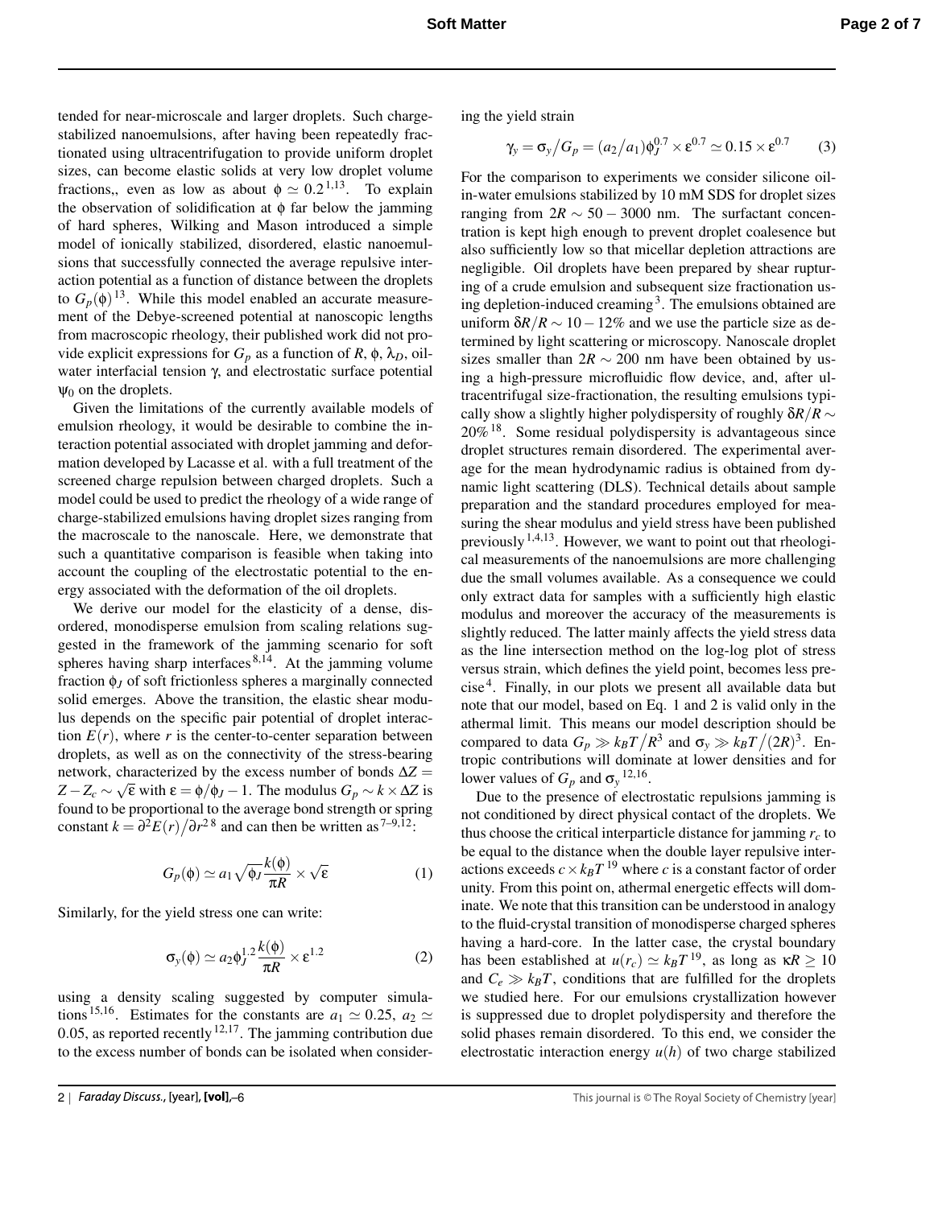tended for near-microscale and larger droplets. Such charge-stabilized nanoemulsions, after having been repeatedly fractionated using ultracentrifugation to provide uniform droplet sizes, can become elastic solids at very low droplet volume fractions,, even as low as about $\phi \simeq 0.2$[1,13]. To explain the observation of solidification at $\phi$ far below the jamming of hard spheres, Wilking and Mason introduced a simple model of ionically stabilized, disordered, elastic nanoemulsions that successfully connected the average repulsive interaction potential as a function of distance between the droplets to $G_p(\phi)$[13]. While this model enabled an accurate measurement of the Debye-screened potential at nanoscopic lengths from macroscopic rheology, their published work did not provide explicit expressions for $G_p$ as a function of $R$, $\phi$, $\lambda_D$, oil-water interfacial tension $\gamma$, and electrostatic surface potential $\psi_0$ on the droplets.

Given the limitations of the currently available models of emulsion rheology, it would be desirable to combine the interaction potential associated with droplet jamming and deformation developed by Lacasse et al. with a full treatment of the screened charge repulsion between charged droplets. Such a model could be used to predict the rheology of a wide range of charge-stabilized emulsions having droplet sizes ranging from the macroscale to the nanoscale. Here, we demonstrate that such a quantitative comparison is feasible when taking into account the coupling of the electrostatic potential to the energy associated with the deformation of the oil droplets.

We derive our model for the elasticity of a dense, disordered, monodisperse emulsion from scaling relations suggested in the framework of the jamming scenario for soft spheres having sharp interfaces[8,14]. At the jamming volume fraction $\phi_J$ of soft frictionless spheres a marginally connected solid emerges. Above the transition, the elastic shear modulus depends on the specific pair potential of droplet interaction $E(r)$, where $r$ is the center-to-center separation between droplets, as well as on the connectivity of the stress-bearing network, characterized by the excess number of bonds $\Delta Z = Z - Z_c \sim \sqrt{\varepsilon}$ with $\varepsilon = \phi/\phi_J - 1$. The modulus $G_p \sim k \times \Delta Z$ is found to be proportional to the average bond strength or spring constant $k = \partial^2 E(r)/\partial r^2$ [8] and can then be written as[7–9,12]:

$$G_p(\phi) \simeq a_1 \sqrt{\phi_J} \frac{k(\phi)}{\pi R} \times \sqrt{\varepsilon} \tag{1}$$

Similarly, for the yield stress one can write:

$$\sigma_y(\phi) \simeq a_2 \phi_J^{1.2} \frac{k(\phi)}{\pi R} \times \varepsilon^{1.2} \tag{2}$$

using a density scaling suggested by computer simulations[15,16]. Estimates for the constants are $a_1 \simeq 0.25$, $a_2 \simeq 0.05$, as reported recently[12,17]. The jamming contribution due to the excess number of bonds can be isolated when considering the yield strain

$$\gamma_y = \sigma_y / G_p = (a_2/a_1)\phi_J^{0.7} \times \varepsilon^{0.7} \simeq 0.15 \times \varepsilon^{0.7} \tag{3}$$

For the comparison to experiments we consider silicone oil-in-water emulsions stabilized by 10 mM SDS for droplet sizes ranging from $2R \sim 50 - 3000$ nm. The surfactant concentration is kept high enough to prevent droplet coalesence but also sufficiently low so that micellar depletion attractions are negligible. Oil droplets have been prepared by shear rupturing of a crude emulsion and subsequent size fractionation using depletion-induced creaming[3]. The emulsions obtained are uniform $\delta R/R \sim 10 - 12\%$ and we use the particle size as determined by light scattering or microscopy. Nanoscale droplet sizes smaller than $2R \sim 200$ nm have been obtained by using a high-pressure microfluidic flow device, and, after ultracentrifugal size-fractionation, the resulting emulsions typically show a slightly higher polydispersity of roughly $\delta R/R \sim 20\%$[18]. Some residual polydispersity is advantageous since droplet structures remain disordered. The experimental average for the mean hydrodynamic radius is obtained from dynamic light scattering (DLS). Technical details about sample preparation and the standard procedures employed for measuring the shear modulus and yield stress have been published previously[1,4,13]. However, we want to point out that rheological measurements of the nanoemulsions are more challenging due the small volumes available. As a consequence we could only extract data for samples with a sufficiently high elastic modulus and moreover the accuracy of the measurements is slightly reduced. The latter mainly affects the yield stress data as the line intersection method on the log-log plot of stress versus strain, which defines the yield point, becomes less precise[4]. Finally, in our plots we present all available data but note that our model, based on Eq. 1 and 2 is valid only in the athermal limit. This means our model description should be compared to data $G_p \gg k_B T/R^3$ and $\sigma_y \gg k_B T/(2R)^3$. Entropic contributions will dominate at lower densities and for lower values of $G_p$ and $\sigma_y$[12,16].

Due to the presence of electrostatic repulsions jamming is not conditioned by direct physical contact of the droplets. We thus choose the critical interparticle distance for jamming $r_c$ to be equal to the distance when the double layer repulsive interactions exceeds $c \times k_B T$[19] where $c$ is a constant factor of order unity. From this point on, athermal energetic effects will dominate. We note that this transition can be understood in analogy to the fluid-crystal transition of monodisperse charged spheres having a hard-core. In the latter case, the crystal boundary has been established at $u(r_c) \simeq k_B T$[19], as long as $\kappa R \geq 10$ and $C_e \gg k_B T$, conditions that are fulfilled for the droplets we studied here. For our emulsions crystallization however is suppressed due to droplet polydispersity and therefore the solid phases remain disordered. To this end, we consider the electrostatic interaction energy $u(h)$ of two charge stabilized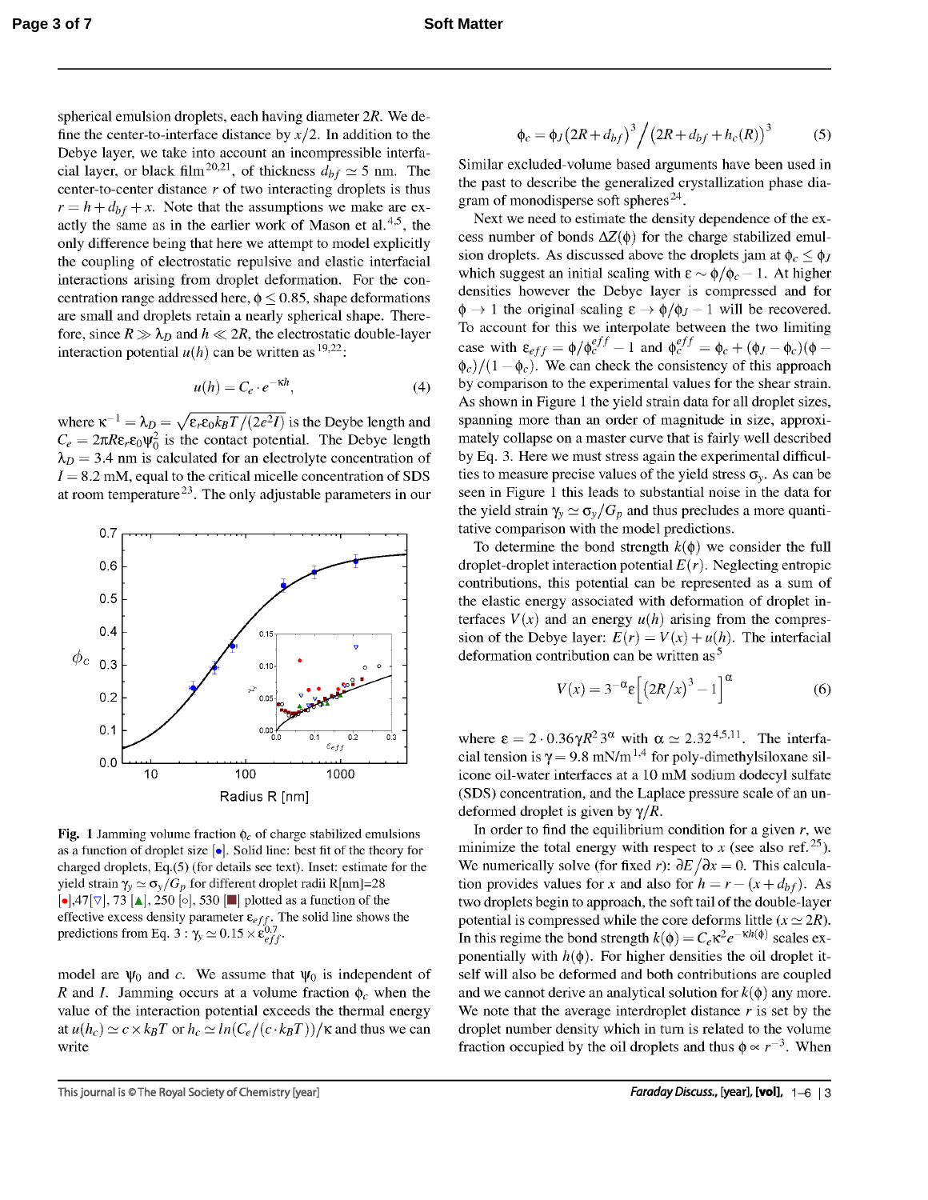spherical emulsion droplets, each having diameter $2R$. We define the center-to-interface distance by $x/2$. In addition to the Debye layer, we take into account an incompressible interfacial layer, or black film[20,21], of thickness $d_{bf} \simeq 5$ nm. The center-to-center distance $r$ of two interacting droplets is thus $r = h + d_{bf} + x$. Note that the assumptions we make are exactly the same as in the earlier work of Mason et al.[4,5], the only difference being that here we attempt to model explicitly the coupling of electrostatic repulsive and elastic interfacial interactions arising from droplet deformation. For the concentration range addressed here, $\phi \leq 0.85$, shape deformations are small and droplets retain a nearly spherical shape. Therefore, since $R \gg \lambda_D$ and $h \ll 2R$, the electrostatic double-layer interaction potential $u(h)$ can be written as[19,22]:

$$u(h) = C_e \cdot e^{-\kappa h}, \tag{4}$$

where $\kappa^{-1} = \lambda_D = \sqrt{\varepsilon_r \varepsilon_0 k_B T/(2e^2 I)}$ is the Deybe length and $C_e = 2\pi R \varepsilon_r \varepsilon_0 \psi_0^2$ is the contact potential. The Debye length $\lambda_D = 3.4$ nm is calculated for an electrolyte concentration of $I = 8.2$ mM, equal to the critical micelle concentration of SDS at room temperature[23]. The only adjustable parameters in our model are $\psi_0$ and $c$. We assume that $\psi_0$ is independent of $R$ and $I$. Jamming occurs at a volume fraction $\phi_c$ when the value of the interaction potential exceeds the thermal energy at $u(h_c) \simeq c \times k_B T$ or $h_c \simeq ln(C_e/(c \cdot k_B T))/\kappa$ and thus we can write

Fig. 1 Jamming volume fraction $\phi_c$ of charge stabilized emulsions as a function of droplet size [•]. Solid line: best fit of the theory for charged droplets, Eq.(5) (for details see text). Inset: estimate for the yield strain $\gamma_y \simeq \sigma_y/G_p$ for different droplet radii R[nm]=28 [•],47[▽], 73 [▲], 250 [○], 530 [■] plotted as a function of the effective excess density parameter $\varepsilon_{eff}$. The solid line shows the predictions from Eq. 3 : $\gamma_y \simeq 0.15 \times \varepsilon_{eff}^{0.7}$.

$$\phi_c = \phi_J \left(2R + d_{bf}\right)^3 \Big/ \left(2R + d_{bf} + h_c(R)\right)^3 \tag{5}$$

Similar excluded-volume based arguments have been used in the past to describe the generalized crystallization phase diagram of monodisperse soft spheres[24].

Next we need to estimate the density dependence of the excess number of bonds $\Delta Z(\phi)$ for the charge stabilized emulsion droplets. As discussed above the droplets jam at $\phi_c \leq \phi_J$ which suggest an initial scaling with $\varepsilon \sim \phi/\phi_c - 1$. At higher densities however the Debye layer is compressed and for $\phi \to 1$ the original scaling $\varepsilon \to \phi/\phi_J - 1$ will be recovered. To account for this we interpolate between the two limiting case with $\varepsilon_{eff} = \phi/\phi_c^{eff} - 1$ and $\phi_c^{eff} = \phi_c + (\phi_J - \phi_c)(\phi - \phi_c)/(1 - \phi_c)$. We can check the consistency of this approach by comparison to the experimental values for the shear strain. As shown in Figure 1 the yield strain data for all droplet sizes, spanning more than an order of magnitude in size, approximately collapse on a master curve that is fairly well described by Eq. 3. Here we must stress again the experimental difficulties to measure precise values of the yield stress $\sigma_y$. As can be seen in Figure 1 this leads to substantial noise in the data for the yield strain $\gamma_y \simeq \sigma_y/G_p$ and thus precludes a more quantitative comparison with the model predictions.

To determine the bond strength $k(\phi)$ we consider the full droplet-droplet interaction potential $E(r)$. Neglecting entropic contributions, this potential can be represented as a sum of the elastic energy associated with deformation of droplet interfaces $V(x)$ and an energy $u(h)$ arising from the compression of the Debye layer: $E(r) = V(x) + u(h)$. The interfacial deformation contribution can be written as[5]

$$V(x) = 3^{-\alpha}\varepsilon\left[\left(2R/x\right)^3 - 1\right]^{\alpha} \tag{6}$$

where $\varepsilon = 2 \cdot 0.36\gamma R^2 3^{\alpha}$ with $\alpha \simeq 2.32$[4,5,11]. The interfacial tension is $\gamma = 9.8$ mN/m[1,4] for poly-dimethylsiloxane silicone oil-water interfaces at a 10 mM sodium dodecyl sulfate (SDS) concentration, and the Laplace pressure scale of an undeformed droplet is given by $\gamma/R$.

In order to find the equilibrium condition for a given $r$, we minimize the total energy with respect to $x$ (see also ref.[25]). We numerically solve (for fixed $r$): $\partial E/\partial x = 0$. This calculation provides values for $x$ and also for $h = r - (x + d_{bf})$. As two droplets begin to approach, the soft tail of the double-layer potential is compressed while the core deforms little ($x \simeq 2R$). In this regime the bond strength $k(\phi) = C_e \kappa^2 e^{-\kappa h(\phi)}$ scales exponentially with $h(\phi)$. For higher densities the oil droplet itself will also be deformed and both contributions are coupled and we cannot derive an analytical solution for $k(\phi)$ any more. We note that the average interdroplet distance $r$ is set by the droplet number density which in turn is related to the volume fraction occupied by the oil droplets and thus $\phi \propto r^{-3}$. When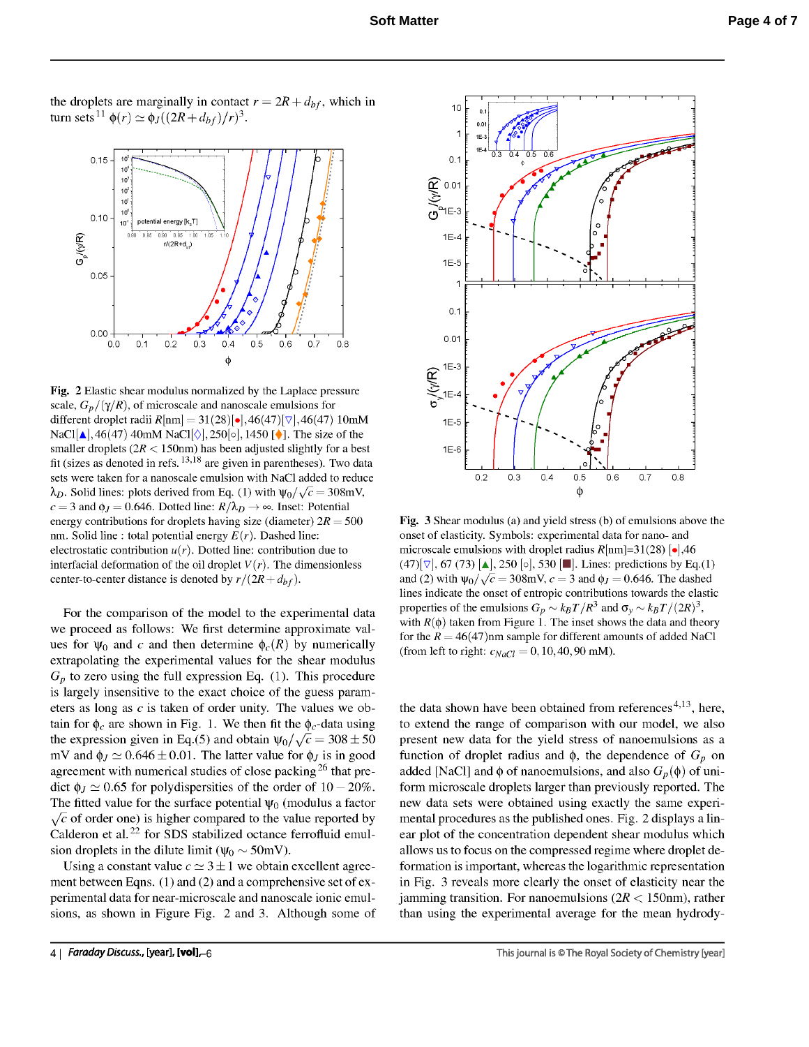the droplets are marginally in contact $r = 2R + d_{bf}$, which in turn sets[11] $\phi(r) \simeq \phi_J((2R+d_{bf})/r)^3$.

**Fig. 2** Elastic shear modulus normalized by the Laplace pressure scale, $G_p/(\gamma/R)$, of microscale and nanoscale emulsions for different droplet radii $R$[nm] $= 31(28)$[●], $46(47)$[▽], $46(47)$ 10mM NaCl[▲], $46(47)$ 40mM NaCl[◇], 250[○], 1450 [◆]. The size of the smaller droplets ($2R < 150$nm) has been adjusted slightly for a best fit (sizes as denoted in refs.[13,18] are given in parentheses). Two data sets were taken for a nanoscale emulsion with NaCl added to reduce $\lambda_D$. Solid lines: plots derived from Eq. (1) with $\psi_0/\sqrt{c} = 308$mV, $c = 3$ and $\phi_J = 0.646$. Dotted line: $R/\lambda_D \to \infty$. Inset: Potential energy contributions for droplets having size (diameter) $2R = 500$ nm. Solid line : total potential energy $E(r)$. Dashed line: electrostatic contribution $u(r)$. Dotted line: contribution due to interfacial deformation of the oil droplet $V(r)$. The dimensionless center-to-center distance is denoted by $r/(2R+d_{bf})$.

For the comparison of the model to the experimental data we proceed as follows: We first determine approximate values for $\psi_0$ and $c$ and then determine $\phi_c(R)$ by numerically extrapolating the experimental values for the shear modulus $G_p$ to zero using the full expression Eq. (1). This procedure is largely insensitive to the exact choice of the guess parameters as long as $c$ is taken of order unity. The values we obtain for $\phi_c$ are shown in Fig. 1. We then fit the $\phi_c$-data using the expression given in Eq.(5) and obtain $\psi_0/\sqrt{c} = 308 \pm 50$ mV and $\phi_J \simeq 0.646 \pm 0.01$. The latter value for $\phi_J$ is in good agreement with numerical studies of close packing[26] that predict $\phi_J \simeq 0.65$ for polydispersities of the order of $10-20\%$. The fitted value for the surface potential $\psi_0$ (modulus a factor $\sqrt{c}$ of order one) is higher compared to the value reported by Calderon et al.[22] for SDS stabilized octance ferrofluid emulsion droplets in the dilute limit ($\psi_0 \sim 50$mV).

Using a constant value $c \simeq 3 \pm 1$ we obtain excellent agreement between Eqns. (1) and (2) and a comprehensive set of experimental data for near-microscale and nanoscale ionic emulsions, as shown in Figure Fig. 2 and 3. Although some of

**Fig. 3** Shear modulus (a) and yield stress (b) of emulsions above the onset of elasticity. Symbols: experimental data for nano- and microscale emulsions with droplet radius $R$[nm]=31(28) [●],46 (47)[▽], 67 (73) [▲], 250 [○], 530 [■]. Lines: predictions by Eq.(1) and (2) with $\psi_0/\sqrt{c} = 308$mV, $c = 3$ and $\phi_J = 0.646$. The dashed lines indicate the onset of entropic contributions towards the elastic properties of the emulsions $G_p \sim k_BT/R^3$ and $\sigma_y \sim k_BT/(2R)^3$, with $R(\phi)$ taken from Figure 1. The inset shows the data and theory for the $R = 46(47)$nm sample for different amounts of added NaCl (from left to right: $c_{NaCl} = 0, 10, 40, 90$ mM).

the data shown have been obtained from references[4,13], here, to extend the range of comparison with our model, we also present new data for the yield stress of nanoemulsions as a function of droplet radius and $\phi$, the dependence of $G_p$ on added [NaCl] and $\phi$ of nanoemulsions, and also $G_p(\phi)$ of uniform microscale droplets larger than previously reported. The new data sets were obtained using exactly the same experimental procedures as the published ones. Fig. 2 displays a linear plot of the concentration dependent shear modulus which allows us to focus on the compressed regime where droplet deformation is important, whereas the logarithmic representation in Fig. 3 reveals more clearly the onset of elasticity near the jamming transition. For nanoemulsions ($2R < 150$nm), rather than using the experimental average for the mean hydrody-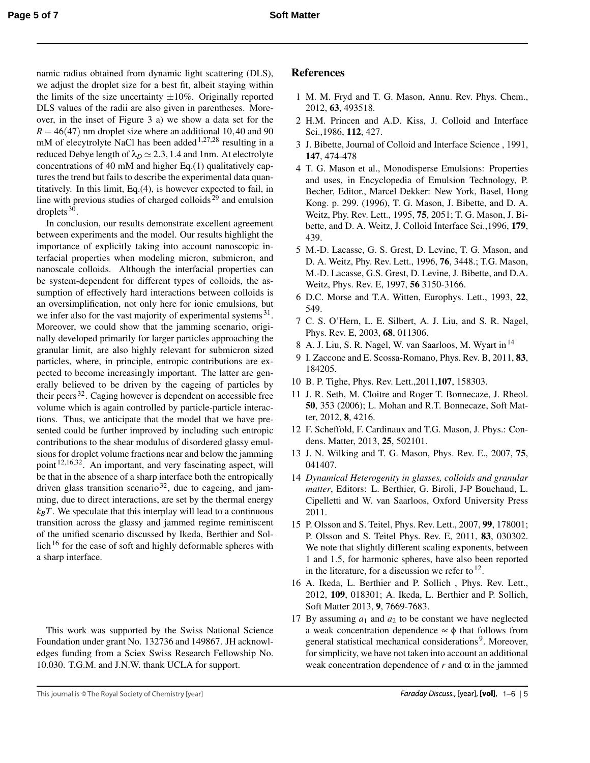namic radius obtained from dynamic light scattering (DLS), we adjust the droplet size for a best fit, albeit staying within the limits of the size uncertainty $\pm 10\%$. Originally reported DLS values of the radii are also given in parentheses. Moreover, in the inset of Figure 3 a) we show a data set for the $R = 46(47)$ nm droplet size where an additional 10, 40 and 90 mM of elecytrolyte NaCl has been added[1,27,28] resulting in a reduced Debye length of $\lambda_D \simeq 2.3, 1.4$ and 1nm. At electrolyte concentrations of 40 mM and higher Eq.(1) qualitatively captures the trend but fails to describe the experimental data quantitatively. In this limit, Eq.(4), is however expected to fail, in line with previous studies of charged colloids[29] and emulsion droplets[30].

In conclusion, our results demonstrate excellent agreement between experiments and the model. Our results highlight the importance of explicitly taking into account nanoscopic interfacial properties when modeling micron, submicron, and nanoscale colloids. Although the interfacial properties can be system-dependent for different types of colloids, the assumption of effectively hard interactions between colloids is an oversimplification, not only here for ionic emulsions, but we infer also for the vast majority of experimental systems[31]. Moreover, we could show that the jamming scenario, originally developed primarily for larger particles approaching the granular limit, are also highly relevant for submicron sized particles, where, in principle, entropic contributions are expected to become increasingly important. The latter are generally believed to be driven by the cageing of particles by their peers[32]. Caging however is dependent on accessible free volume which is again controlled by particle-particle interactions. Thus, we anticipate that the model that we have presented could be further improved by including such entropic contributions to the shear modulus of disordered glassy emulsions for droplet volume fractions near and below the jamming point[12,16,32]. An important, and very fascinating aspect, will be that in the absence of a sharp interface both the entropically driven glass transition scenario[32], due to cageing, and jamming, due to direct interactions, are set by the thermal energy $k_BT$. We speculate that this interplay will lead to a continuous transition across the glassy and jammed regime reminiscent of the unified scenario discussed by Ikeda, Berthier and Sollich[16] for the case of soft and highly deformable spheres with a sharp interface.

This work was supported by the Swiss National Science Foundation under grant No. 132736 and 149867. JH acknowledges funding from a Sciex Swiss Research Fellowship No. 10.030. T.G.M. and J.N.W. thank UCLA for support.

## References

1. M. M. Fryd and T. G. Mason, Annu. Rev. Phys. Chem., 2012, **63**, 493518.
2. H.M. Princen and A.D. Kiss, J. Colloid and Interface Sci.,1986, **112**, 427.
3. J. Bibette, Journal of Colloid and Interface Science , 1991, **147**, 474-478
4. T. G. Mason et al., Monodisperse Emulsions: Properties and uses, in Encyclopedia of Emulsion Technology, P. Becher, Editor., Marcel Dekker: New York, Basel, Hong Kong. p. 299. (1996), T. G. Mason, J. Bibette, and D. A. Weitz, Phy. Rev. Lett., 1995, **75**, 2051; T. G. Mason, J. Bibette, and D. A. Weitz, J. Colloid Interface Sci.,1996, **179**, 439.
5. M.-D. Lacasse, G. S. Grest, D. Levine, T. G. Mason, and D. A. Weitz, Phy. Rev. Lett., 1996, **76**, 3448.; T.G. Mason, M.-D. Lacasse, G.S. Grest, D. Levine, J. Bibette, and D.A. Weitz, Phys. Rev. E, 1997, **56** 3150-3166.
6. D.C. Morse and T.A. Witten, Europhys. Lett., 1993, **22**, 549.
7. C. S. O'Hern, L. E. Silbert, A. J. Liu, and S. R. Nagel, Phys. Rev. E, 2003, **68**, 011306.
8. A. J. Liu, S. R. Nagel, W. van Saarloos, M. Wyart in[14]
9. I. Zaccone and E. Scossa-Romano, Phys. Rev. B, 2011, **83**, 184205.
10. B. P. Tighe, Phys. Rev. Lett.,2011,**107**, 158303.
11. J. R. Seth, M. Cloitre and Roger T. Bonnecaze, J. Rheol. **50**, 353 (2006); L. Mohan and R.T. Bonnecaze, Soft Matter, 2012, **8**, 4216.
12. F. Scheffold, F. Cardinaux and T.G. Mason, J. Phys.: Condens. Matter, 2013, **25**, 502101.
13. J. N. Wilking and T. G. Mason, Phys. Rev. E., 2007, **75**, 041407.
14. *Dynamical Heterogenity in glasses, colloids and granular matter*, Editors: L. Berthier, G. Biroli, J-P Bouchaud, L. Cipelletti and W. van Saarloos, Oxford University Press 2011.
15. P. Olsson and S. Teitel, Phys. Rev. Lett., 2007, **99**, 178001; P. Olsson and S. Teitel Phys. Rev. E, 2011, **83**, 030302. We note that slightly different scaling exponents, between 1 and 1.5, for harmonic spheres, have also been reported in the literature, for a discussion we refer to[12].
16. A. Ikeda, L. Berthier and P. Sollich , Phys. Rev. Lett., 2012, **109**, 018301; A. Ikeda, L. Berthier and P. Sollich, Soft Matter 2013, **9**, 7669-7683.
17. By assuming $a_1$ and $a_2$ to be constant we have neglected a weak concentration dependence $\propto \phi$ that follows from general statistical mechanical considerations[9]. Moreover, for simplicity, we have not taken into account an additional weak concentration dependence of $r$ and $\alpha$ in the jammed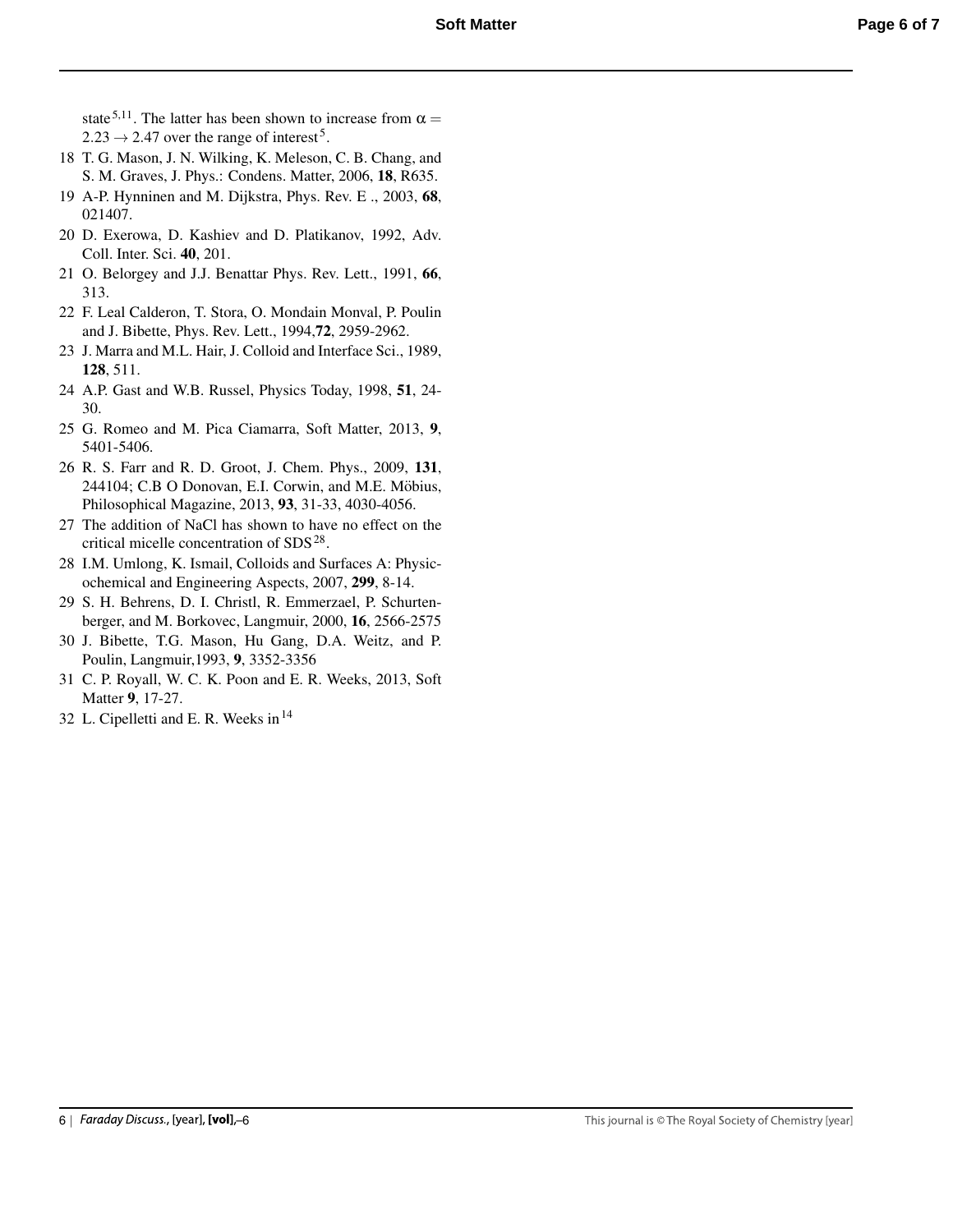state[5,11]. The latter has been shown to increase from $\alpha = 2.23 \rightarrow 2.47$ over the range of interest[5].

18 T. G. Mason, J. N. Wilking, K. Meleson, C. B. Chang, and S. M. Graves, J. Phys.: Condens. Matter, 2006, **18**, R635.

19 A-P. Hynninen and M. Dijkstra, Phys. Rev. E ., 2003, **68**, 021407.

20 D. Exerowa, D. Kashiev and D. Platikanov, 1992, Adv. Coll. Inter. Sci. **40**, 201.

21 O. Belorgey and J.J. Benattar Phys. Rev. Lett., 1991, **66**, 313.

22 F. Leal Calderon, T. Stora, O. Mondain Monval, P. Poulin and J. Bibette, Phys. Rev. Lett., 1994,**72**, 2959-2962.

23 J. Marra and M.L. Hair, J. Colloid and Interface Sci., 1989, **128**, 511.

24 A.P. Gast and W.B. Russel, Physics Today, 1998, **51**, 24-30.

25 G. Romeo and M. Pica Ciamarra, Soft Matter, 2013, **9**, 5401-5406.

26 R. S. Farr and R. D. Groot, J. Chem. Phys., 2009, **131**, 244104; C.B O Donovan, E.I. Corwin, and M.E. Möbius, Philosophical Magazine, 2013, **93**, 31-33, 4030-4056.

27 The addition of NaCl has shown to have no effect on the critical micelle concentration of SDS[28].

28 I.M. Umlong, K. Ismail, Colloids and Surfaces A: Physicochemical and Engineering Aspects, 2007, **299**, 8-14.

29 S. H. Behrens, D. I. Christl, R. Emmerzael, P. Schurtenberger, and M. Borkovec, Langmuir, 2000, **16**, 2566-2575

30 J. Bibette, T.G. Mason, Hu Gang, D.A. Weitz, and P. Poulin, Langmuir,1993, **9**, 3352-3356

31 C. P. Royall, W. C. K. Poon and E. R. Weeks, 2013, Soft Matter **9**, 17-27.

32 L. Cipelletti and E. R. Weeks in[14]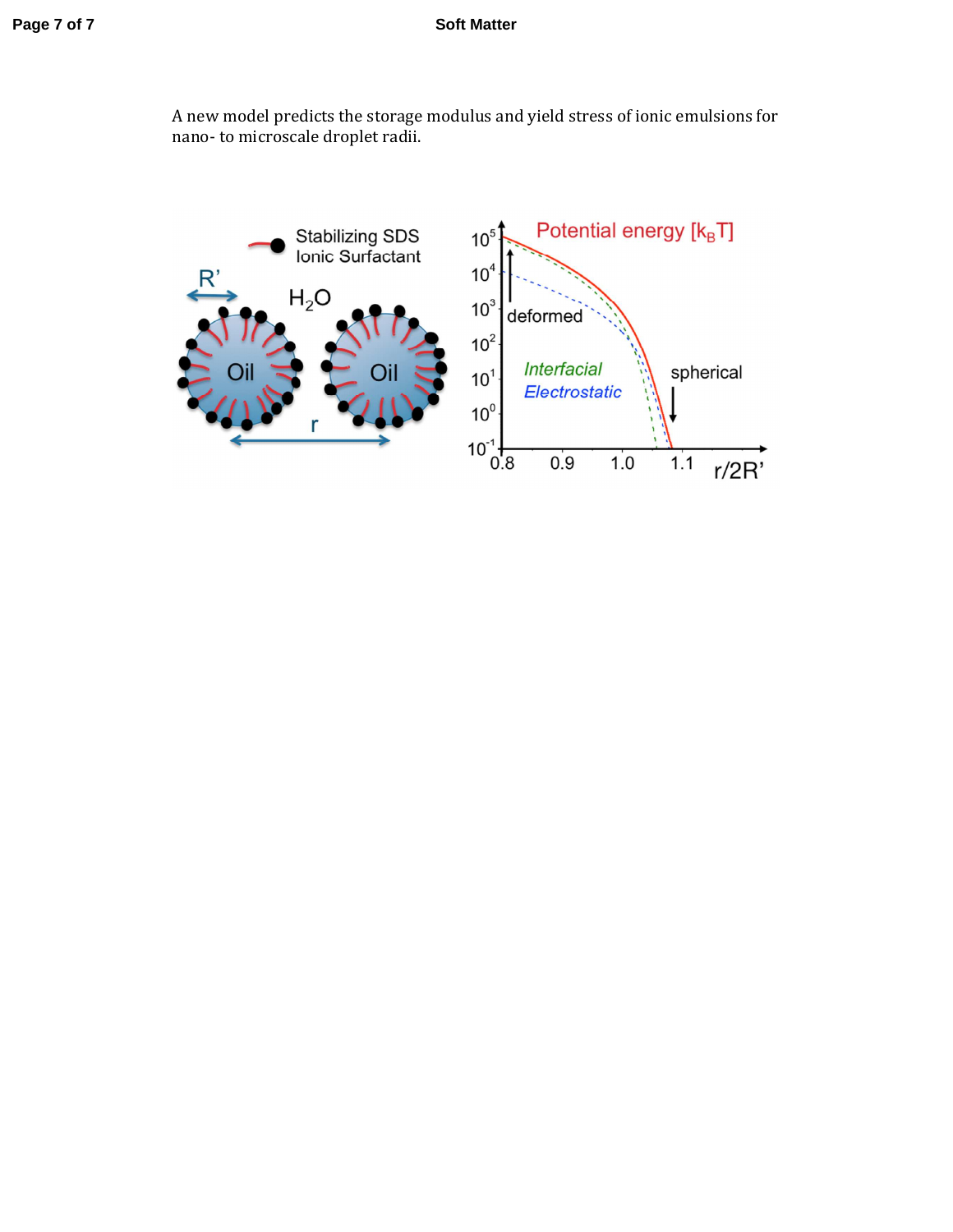A new model predicts the storage modulus and yield stress of ionic emulsions for nano- to microscale droplet radii.

Stabilizing SDS Ionic Surfactant

R'

$H_2O$

Oil

Oil

r

Potential energy [$k_BT$]

$10^5$

$10^4$

$10^3$

$10^2$

$10^1$

$10^0$

$10^{-1}$

deformed

*Interfacial*

*Electrostatic*

spherical

0.8

0.9

1.0

1.1

r/2R'